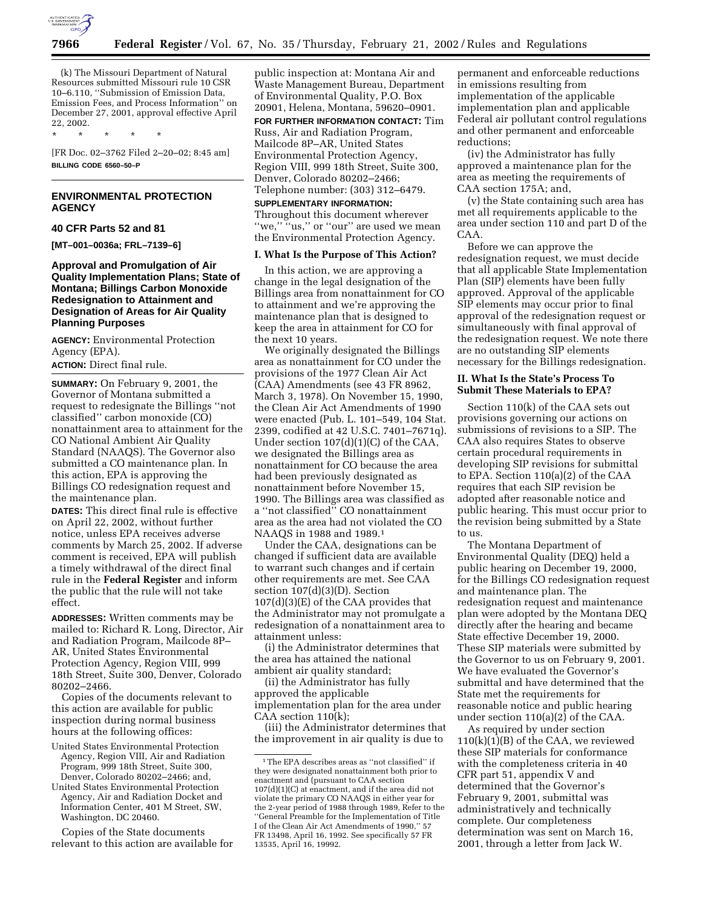(k) The Missouri Department of Natural Resources submitted Missouri rule 10 CSR 10–6.110, ''Submission of Emission Data, Emission Fees, and Process Information'' on December 27, 2001, approval effective April 22, 2002.

\* \* \* \* \*

[FR Doc. 02–3762 Filed 2–20–02; 8:45 am]

**BILLING CODE 6560–50–P**

## ENVIRONMENTAL PROTECTION AGENCY

### 40 CFR Parts 52 and 81

**[MT–001–0036a; FRL–7139–6]**

### Approval and Promulgation of Air Quality Implementation Plans; State of Montana; Billings Carbon Monoxide Redesignation to Attainment and Designation of Areas for Air Quality Planning Purposes

**AGENCY:** Environmental Protection Agency (EPA).

**ACTION:** Direct final rule.

**SUMMARY:** On February 9, 2001, the Governor of Montana submitted a request to redesignate the Billings ''not classified'' carbon monoxide (CO) nonattainment area to attainment for the CO National Ambient Air Quality Standard (NAAQS). The Governor also submitted a CO maintenance plan. In this action, EPA is approving the Billings CO redesignation request and the maintenance plan.

**DATES:** This direct final rule is effective on April 22, 2002, without further notice, unless EPA receives adverse comments by March 25, 2002. If adverse comment is received, EPA will publish a timely withdrawal of the direct final rule in the **Federal Register** and inform the public that the rule will not take effect.

**ADDRESSES:** Written comments may be mailed to: Richard R. Long, Director, Air and Radiation Program, Mailcode 8P–AR, United States Environmental Protection Agency, Region VIII, 999 18th Street, Suite 300, Denver, Colorado 80202–2466.

Copies of the documents relevant to this action are available for public inspection during normal business hours at the following offices:

United States Environmental Protection Agency, Region VIII, Air and Radiation Program, 999 18th Street, Suite 300, Denver, Colorado 80202–2466; and,

United States Environmental Protection Agency, Air and Radiation Docket and Information Center, 401 M Street, SW, Washington, DC 20460.

Copies of the State documents relevant to this action are available for public inspection at: Montana Air and Waste Management Bureau, Department of Environmental Quality, P.O. Box 20901, Helena, Montana, 59620–0901.

**FOR FURTHER INFORMATION CONTACT:** Tim Russ, Air and Radiation Program, Mailcode 8P–AR, United States Environmental Protection Agency, Region VIII, 999 18th Street, Suite 300, Denver, Colorado 80202–2466; Telephone number: (303) 312–6479.

**SUPPLEMENTARY INFORMATION:** Throughout this document wherever ''we,'' ''us,'' or ''our'' are used we mean the Environmental Protection Agency.

#### I. What Is the Purpose of This Action?

In this action, we are approving a change in the legal designation of the Billings area from nonattainment for CO to attainment and we're approving the maintenance plan that is designed to keep the area in attainment for CO for the next 10 years.

We originally designated the Billings area as nonattainment for CO under the provisions of the 1977 Clean Air Act (CAA) Amendments (see 43 FR 8962, March 3, 1978). On November 15, 1990, the Clean Air Act Amendments of 1990 were enacted (Pub. L. 101–549, 104 Stat. 2399, codified at 42 U.S.C. 7401–7671q). Under section 107(d)(1)(C) of the CAA, we designated the Billings area as nonattainment for CO because the area had been previously designated as nonattainment before November 15, 1990. The Billings area was classified as a ''not classified'' CO nonattainment area as the area had not violated the CO NAAQS in 1988 and 1989.[1]

Under the CAA, designations can be changed if sufficient data are available to warrant such changes and if certain other requirements are met. See CAA section 107(d)(3)(D). Section 107(d)(3)(E) of the CAA provides that the Administrator may not promulgate a redesignation of a nonattainment area to attainment unless:

(i) the Administrator determines that the area has attained the national ambient air quality standard;

(ii) the Administrator has fully approved the applicable implementation plan for the area under CAA section 110(k);

(iii) the Administrator determines that the improvement in air quality is due to permanent and enforceable reductions in emissions resulting from implementation of the applicable implementation plan and applicable Federal air pollutant control regulations and other permanent and enforceable reductions;

(iv) the Administrator has fully approved a maintenance plan for the area as meeting the requirements of CAA section 175A; and,

(v) the State containing such area has met all requirements applicable to the area under section 110 and part D of the CAA.

Before we can approve the redesignation request, we must decide that all applicable State Implementation Plan (SIP) elements have been fully approved. Approval of the applicable SIP elements may occur prior to final approval of the redesignation request or simultaneously with final approval of the redesignation request. We note there are no outstanding SIP elements necessary for the Billings redesignation.

#### II. What Is the State's Process To Submit These Materials to EPA?

Section 110(k) of the CAA sets out provisions governing our actions on submissions of revisions to a SIP. The CAA also requires States to observe certain procedural requirements in developing SIP revisions for submittal to EPA. Section 110(a)(2) of the CAA requires that each SIP revision be adopted after reasonable notice and public hearing. This must occur prior to the revision being submitted by a State to us.

The Montana Department of Environmental Quality (DEQ) held a public hearing on December 19, 2000, for the Billings CO redesignation request and maintenance plan. The redesignation request and maintenance plan were adopted by the Montana DEQ directly after the hearing and became State effective December 19, 2000. These SIP materials were submitted by the Governor to us on February 9, 2001. We have evaluated the Governor's submittal and have determined that the State met the requirements for reasonable notice and public hearing under section 110(a)(2) of the CAA.

As required by under section 110(k)(1)(B) of the CAA, we reviewed these SIP materials for conformance with the completeness criteria in 40 CFR part 51, appendix V and determined that the Governor's February 9, 2001, submittal was administratively and technically complete. Our completeness determination was sent on March 16, 2001, through a letter from Jack W.

---

[1] The EPA describes areas as ''not classified'' if they were designated nonattainment both prior to enactment and (pursuant to CAA section 107(d)(1)(C) at enactment, and if the area did not violate the primary CO NAAQS in either year for the 2-year period of 1988 through 1989, Refer to the ''General Preamble for the Implementation of Title I of the Clean Air Act Amendments of 1990,'' 57 FR 13498, April 16, 1992. See specifically 57 FR 13535, April 16, 19992.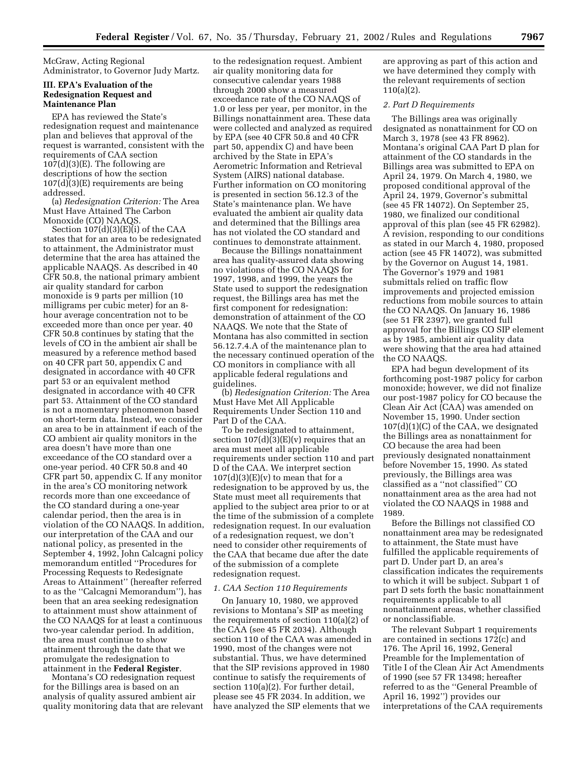McGraw, Acting Regional Administrator, to Governor Judy Martz.

### III. EPA's Evaluation of the Redesignation Request and Maintenance Plan

EPA has reviewed the State's redesignation request and maintenance plan and believes that approval of the request is warranted, consistent with the requirements of CAA section 107(d)(3)(E). The following are descriptions of how the section 107(d)(3)(E) requirements are being addressed.

(a) *Redesignation Criterion:* The Area Must Have Attained The Carbon Monoxide (CO) NAAQS.

Section 107(d)(3)(E)(i) of the CAA states that for an area to be redesignated to attainment, the Administrator must determine that the area has attained the applicable NAAQS. As described in 40 CFR 50.8, the national primary ambient air quality standard for carbon monoxide is 9 parts per million (10 milligrams per cubic meter) for an 8-hour average concentration not to be exceeded more than once per year. 40 CFR 50.8 continues by stating that the levels of CO in the ambient air shall be measured by a reference method based on 40 CFR part 50, appendix C and designated in accordance with 40 CFR part 53 or an equivalent method designated in accordance with 40 CFR part 53. Attainment of the CO standard is not a momentary phenomenon based on short-term data. Instead, we consider an area to be in attainment if each of the CO ambient air quality monitors in the area doesn't have more than one exceedance of the CO standard over a one-year period. 40 CFR 50.8 and 40 CFR part 50, appendix C. If any monitor in the area's CO monitoring network records more than one exceedance of the CO standard during a one-year calendar period, then the area is in violation of the CO NAAQS. In addition, our interpretation of the CAA and our national policy, as presented in the September 4, 1992, John Calcagni policy memorandum entitled ''Procedures for Processing Requests to Redesignate Areas to Attainment'' (hereafter referred to as the ''Calcagni Memorandum''), has been that an area seeking redesignation to attainment must show attainment of the CO NAAQS for at least a continuous two-year calendar period. In addition, the area must continue to show attainment through the date that we promulgate the redesignation to attainment in the **Federal Register**.

Montana's CO redesignation request for the Billings area is based on an analysis of quality assured ambient air quality monitoring data that are relevant to the redesignation request. Ambient air quality monitoring data for consecutive calendar years 1988 through 2000 show a measured exceedance rate of the CO NAAQS of 1.0 or less per year, per monitor, in the Billings nonattainment area. These data were collected and analyzed as required by EPA (see 40 CFR 50.8 and 40 CFR part 50, appendix C) and have been archived by the State in EPA's Aerometric Information and Retrieval System (AIRS) national database. Further information on CO monitoring is presented in section 56.12.3 of the State's maintenance plan. We have evaluated the ambient air quality data and determined that the Billings area has not violated the CO standard and continues to demonstrate attainment.

Because the Billings nonattainment area has quality-assured data showing no violations of the CO NAAQS for 1997, 1998, and 1999, the years the State used to support the redesignation request, the Billings area has met the first component for redesignation: demonstration of attainment of the CO NAAQS. We note that the State of Montana has also committed in section 56.12.7.4.A of the maintenance plan to the necessary continued operation of the CO monitors in compliance with all applicable federal regulations and guidelines.

(b) *Redesignation Criterion:* The Area Must Have Met All Applicable Requirements Under Section 110 and Part D of the CAA.

To be redesignated to attainment, section 107(d)(3)(E)(v) requires that an area must meet all applicable requirements under section 110 and part D of the CAA. We interpret section 107(d)(3)(E)(v) to mean that for a redesignation to be approved by us, the State must meet all requirements that applied to the subject area prior to or at the time of the submission of a complete redesignation request. In our evaluation of a redesignation request, we don't need to consider other requirements of the CAA that became due after the date of the submission of a complete redesignation request.

*1. CAA Section 110 Requirements*

On January 10, 1980, we approved revisions to Montana's SIP as meeting the requirements of section 110(a)(2) of the CAA (see 45 FR 2034). Although section 110 of the CAA was amended in 1990, most of the changes were not substantial. Thus, we have determined that the SIP revisions approved in 1980 continue to satisfy the requirements of section 110(a)(2). For further detail, please see 45 FR 2034. In addition, we have analyzed the SIP elements that we are approving as part of this action and we have determined they comply with the relevant requirements of section 110(a)(2).

*2. Part D Requirements*

The Billings area was originally designated as nonattainment for CO on March 3, 1978 (see 43 FR 8962). Montana's original CAA Part D plan for attainment of the CO standards in the Billings area was submitted to EPA on April 24, 1979. On March 4, 1980, we proposed conditional approval of the April 24, 1979, Governor's submittal (see 45 FR 14072). On September 25, 1980, we finalized our conditional approval of this plan (see 45 FR 62982). A revision, responding to our conditions as stated in our March 4, 1980, proposed action (see 45 FR 14072), was submitted by the Governor on August 14, 1981. The Governor's 1979 and 1981 submittals relied on traffic flow improvements and projected emission reductions from mobile sources to attain the CO NAAQS. On January 16, 1986 (see 51 FR 2397), we granted full approval for the Billings CO SIP element as by 1985, ambient air quality data were showing that the area had attained the CO NAAQS.

EPA had begun development of its forthcoming post-1987 policy for carbon monoxide; however, we did not finalize our post-1987 policy for CO because the Clean Air Act (CAA) was amended on November 15, 1990. Under section 107(d)(1)(C) of the CAA, we designated the Billings area as nonattainment for CO because the area had been previously designated nonattainment before November 15, 1990. As stated previously, the Billings area was classified as a ''not classified'' CO nonattainment area as the area had not violated the CO NAAQS in 1988 and 1989.

Before the Billings not classified CO nonattainment area may be redesignated to attainment, the State must have fulfilled the applicable requirements of part D. Under part D, an area's classification indicates the requirements to which it will be subject. Subpart 1 of part D sets forth the basic nonattainment requirements applicable to all nonattainment areas, whether classified or nonclassifiable.

The relevant Subpart 1 requirements are contained in sections 172(c) and 176. The April 16, 1992, General Preamble for the Implementation of Title I of the Clean Air Act Amendments of 1990 (see 57 FR 13498; hereafter referred to as the ''General Preamble of April 16, 1992'') provides our interpretations of the CAA requirements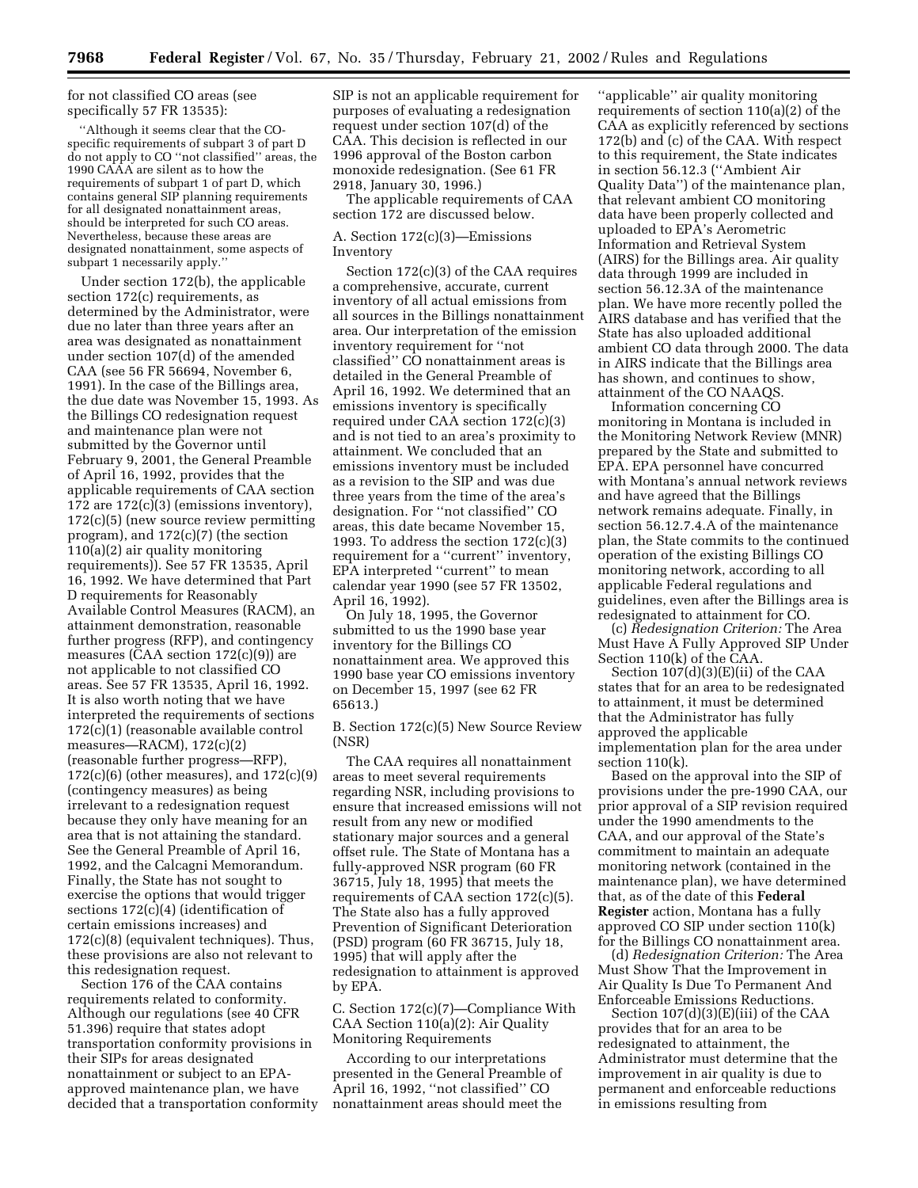for not classified CO areas (see specifically 57 FR 13535):

> ''Although it seems clear that the CO-specific requirements of subpart 3 of part D do not apply to CO ''not classified'' areas, the 1990 CAAA are silent as to how the requirements of subpart 1 of part D, which contains general SIP planning requirements for all designated nonattainment areas, should be interpreted for such CO areas. Nevertheless, because these areas are designated nonattainment, some aspects of subpart 1 necessarily apply.''

Under section 172(b), the applicable section 172(c) requirements, as determined by the Administrator, were due no later than three years after an area was designated as nonattainment under section 107(d) of the amended CAA (see 56 FR 56694, November 6, 1991). In the case of the Billings area, the due date was November 15, 1993. As the Billings CO redesignation request and maintenance plan were not submitted by the Governor until February 9, 2001, the General Preamble of April 16, 1992, provides that the applicable requirements of CAA section 172 are 172(c)(3) (emissions inventory), 172(c)(5) (new source review permitting program), and 172(c)(7) (the section 110(a)(2) air quality monitoring requirements)). See 57 FR 13535, April 16, 1992. We have determined that Part D requirements for Reasonably Available Control Measures (RACM), an attainment demonstration, reasonable further progress (RFP), and contingency measures (CAA section 172(c)(9)) are not applicable to not classified CO areas. See 57 FR 13535, April 16, 1992. It is also worth noting that we have interpreted the requirements of sections 172(c)(1) (reasonable available control measures—RACM), 172(c)(2) (reasonable further progress—RFP), 172(c)(6) (other measures), and 172(c)(9) (contingency measures) as being irrelevant to a redesignation request because they only have meaning for an area that is not attaining the standard. See the General Preamble of April 16, 1992, and the Calcagni Memorandum. Finally, the State has not sought to exercise the options that would trigger sections 172(c)(4) (identification of certain emissions increases) and 172(c)(8) (equivalent techniques). Thus, these provisions are also not relevant to this redesignation request.

Section 176 of the CAA contains requirements related to conformity. Although our regulations (see 40 CFR 51.396) require that states adopt transportation conformity provisions in their SIPs for areas designated nonattainment or subject to an EPA-approved maintenance plan, we have decided that a transportation conformity SIP is not an applicable requirement for purposes of evaluating a redesignation request under section 107(d) of the CAA. This decision is reflected in our 1996 approval of the Boston carbon monoxide redesignation. (See 61 FR 2918, January 30, 1996.)

The applicable requirements of CAA section 172 are discussed below.

A. Section 172(c)(3)—Emissions Inventory

Section 172(c)(3) of the CAA requires a comprehensive, accurate, current inventory of all actual emissions from all sources in the Billings nonattainment area. Our interpretation of the emission inventory requirement for ''not classified'' CO nonattainment areas is detailed in the General Preamble of April 16, 1992. We determined that an emissions inventory is specifically required under CAA section 172(c)(3) and is not tied to an area's proximity to attainment. We concluded that an emissions inventory must be included as a revision to the SIP and was due three years from the time of the area's designation. For ''not classified'' CO areas, this date became November 15, 1993. To address the section 172(c)(3) requirement for a ''current'' inventory, EPA interpreted ''current'' to mean calendar year 1990 (see 57 FR 13502, April 16, 1992).

On July 18, 1995, the Governor submitted to us the 1990 base year inventory for the Billings CO nonattainment area. We approved this 1990 base year CO emissions inventory on December 15, 1997 (see 62 FR 65613.)

B. Section 172(c)(5) New Source Review (NSR)

The CAA requires all nonattainment areas to meet several requirements regarding NSR, including provisions to ensure that increased emissions will not result from any new or modified stationary major sources and a general offset rule. The State of Montana has a fully-approved NSR program (60 FR 36715, July 18, 1995) that meets the requirements of CAA section 172(c)(5). The State also has a fully approved Prevention of Significant Deterioration (PSD) program (60 FR 36715, July 18, 1995) that will apply after the redesignation to attainment is approved by EPA.

C. Section 172(c)(7)—Compliance With CAA Section 110(a)(2): Air Quality Monitoring Requirements

According to our interpretations presented in the General Preamble of April 16, 1992, ''not classified'' CO nonattainment areas should meet the ''applicable'' air quality monitoring requirements of section 110(a)(2) of the CAA as explicitly referenced by sections 172(b) and (c) of the CAA. With respect to this requirement, the State indicates in section 56.12.3 (''Ambient Air Quality Data'') of the maintenance plan, that relevant ambient CO monitoring data have been properly collected and uploaded to EPA's Aerometric Information and Retrieval System (AIRS) for the Billings area. Air quality data through 1999 are included in section 56.12.3A of the maintenance plan. We have more recently polled the AIRS database and has verified that the State has also uploaded additional ambient CO data through 2000. The data in AIRS indicate that the Billings area has shown, and continues to show, attainment of the CO NAAQS.

Information concerning CO monitoring in Montana is included in the Monitoring Network Review (MNR) prepared by the State and submitted to EPA. EPA personnel have concurred with Montana's annual network reviews and have agreed that the Billings network remains adequate. Finally, in section 56.12.7.4.A of the maintenance plan, the State commits to the continued operation of the existing Billings CO monitoring network, according to all applicable Federal regulations and guidelines, even after the Billings area is redesignated to attainment for CO.

(c) *Redesignation Criterion:* The Area Must Have A Fully Approved SIP Under Section 110(k) of the CAA.

Section 107(d)(3)(E)(ii) of the CAA states that for an area to be redesignated to attainment, it must be determined that the Administrator has fully approved the applicable implementation plan for the area under section 110(k).

Based on the approval into the SIP of provisions under the pre-1990 CAA, our prior approval of a SIP revision required under the 1990 amendments to the CAA, and our approval of the State's commitment to maintain an adequate monitoring network (contained in the maintenance plan), we have determined that, as of the date of this **Federal Register** action, Montana has a fully approved CO SIP under section 110(k) for the Billings CO nonattainment area.

(d) *Redesignation Criterion:* The Area Must Show That the Improvement in Air Quality Is Due To Permanent And Enforceable Emissions Reductions.

Section 107(d)(3)(E)(iii) of the CAA provides that for an area to be redesignated to attainment, the Administrator must determine that the improvement in air quality is due to permanent and enforceable reductions in emissions resulting from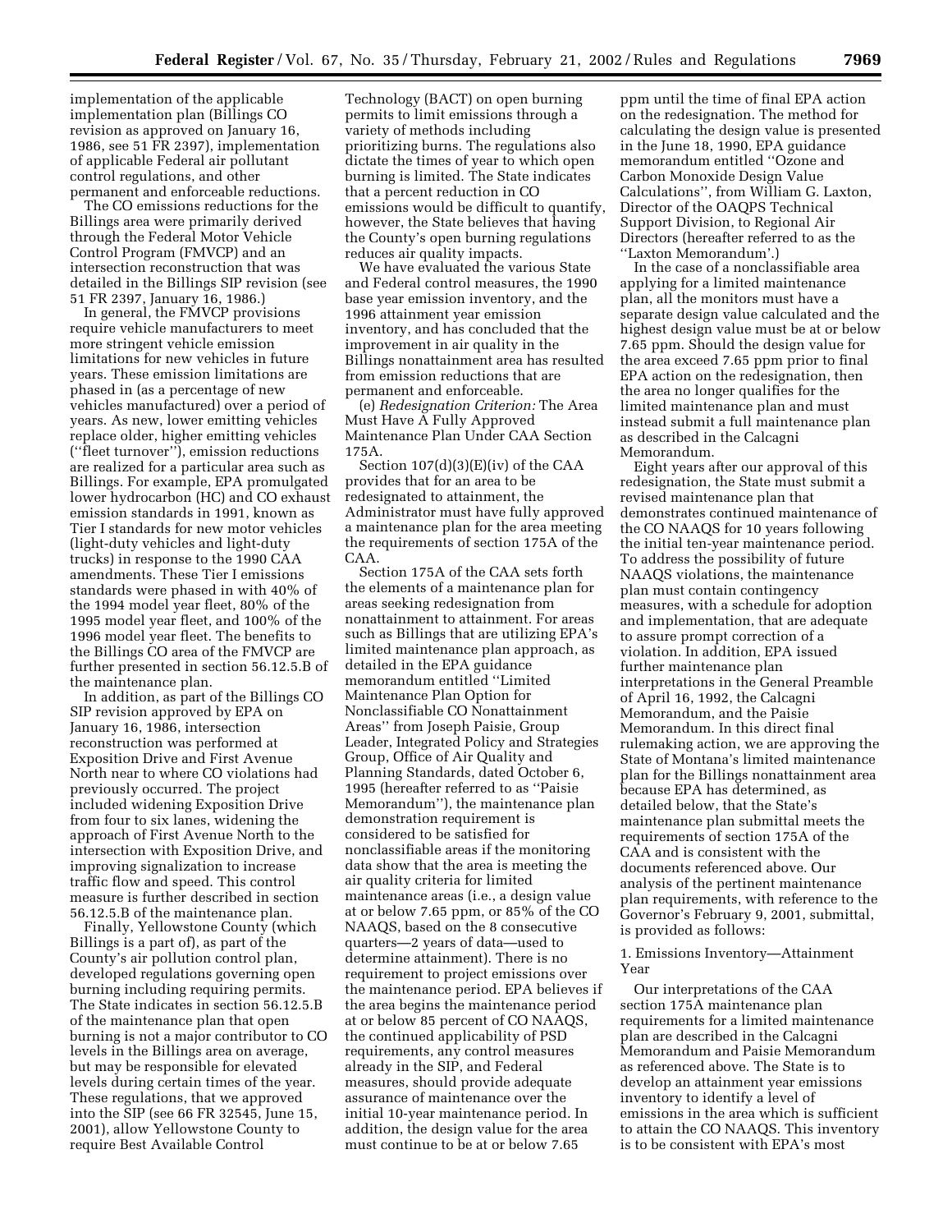implementation of the applicable implementation plan (Billings CO revision as approved on January 16, 1986, see 51 FR 2397), implementation of applicable Federal air pollutant control regulations, and other permanent and enforceable reductions.

The CO emissions reductions for the Billings area were primarily derived through the Federal Motor Vehicle Control Program (FMVCP) and an intersection reconstruction that was detailed in the Billings SIP revision (see 51 FR 2397, January 16, 1986.)

In general, the FMVCP provisions require vehicle manufacturers to meet more stringent vehicle emission limitations for new vehicles in future years. These emission limitations are phased in (as a percentage of new vehicles manufactured) over a period of years. As new, lower emitting vehicles replace older, higher emitting vehicles (''fleet turnover''), emission reductions are realized for a particular area such as Billings. For example, EPA promulgated lower hydrocarbon (HC) and CO exhaust emission standards in 1991, known as Tier I standards for new motor vehicles (light-duty vehicles and light-duty trucks) in response to the 1990 CAA amendments. These Tier I emissions standards were phased in with 40% of the 1994 model year fleet, 80% of the 1995 model year fleet, and 100% of the 1996 model year fleet. The benefits to the Billings CO area of the FMVCP are further presented in section 56.12.5.B of the maintenance plan.

In addition, as part of the Billings CO SIP revision approved by EPA on January 16, 1986, intersection reconstruction was performed at Exposition Drive and First Avenue North near to where CO violations had previously occurred. The project included widening Exposition Drive from four to six lanes, widening the approach of First Avenue North to the intersection with Exposition Drive, and improving signalization to increase traffic flow and speed. This control measure is further described in section 56.12.5.B of the maintenance plan.

Finally, Yellowstone County (which Billings is a part of), as part of the County's air pollution control plan, developed regulations governing open burning including requiring permits. The State indicates in section 56.12.5.B of the maintenance plan that open burning is not a major contributor to CO levels in the Billings area on average, but may be responsible for elevated levels during certain times of the year. These regulations, that we approved into the SIP (see 66 FR 32545, June 15, 2001), allow Yellowstone County to require Best Available Control Technology (BACT) on open burning permits to limit emissions through a variety of methods including prioritizing burns. The regulations also dictate the times of year to which open burning is limited. The State indicates that a percent reduction in CO emissions would be difficult to quantify, however, the State believes that having the County's open burning regulations reduces air quality impacts.

We have evaluated the various State and Federal control measures, the 1990 base year emission inventory, and the 1996 attainment year emission inventory, and has concluded that the improvement in air quality in the Billings nonattainment area has resulted from emission reductions that are permanent and enforceable.

(e) *Redesignation Criterion:* The Area Must Have A Fully Approved Maintenance Plan Under CAA Section 175A.

Section 107(d)(3)(E)(iv) of the CAA provides that for an area to be redesignated to attainment, the Administrator must have fully approved a maintenance plan for the area meeting the requirements of section 175A of the CAA.

Section 175A of the CAA sets forth the elements of a maintenance plan for areas seeking redesignation from nonattainment to attainment. For areas such as Billings that are utilizing EPA's limited maintenance plan approach, as detailed in the EPA guidance memorandum entitled ''Limited Maintenance Plan Option for Nonclassifiable CO Nonattainment Areas'' from Joseph Paisie, Group Leader, Integrated Policy and Strategies Group, Office of Air Quality and Planning Standards, dated October 6, 1995 (hereafter referred to as ''Paisie Memorandum''), the maintenance plan demonstration requirement is considered to be satisfied for nonclassifiable areas if the monitoring data show that the area is meeting the air quality criteria for limited maintenance areas (i.e., a design value at or below 7.65 ppm, or 85% of the CO NAAQS, based on the 8 consecutive quarters—2 years of data—used to determine attainment). There is no requirement to project emissions over the maintenance period. EPA believes if the area begins the maintenance period at or below 85 percent of CO NAAQS, the continued applicability of PSD requirements, any control measures already in the SIP, and Federal measures, should provide adequate assurance of maintenance over the initial 10-year maintenance period. In addition, the design value for the area must continue to be at or below 7.65 ppm until the time of final EPA action on the redesignation. The method for calculating the design value is presented in the June 18, 1990, EPA guidance memorandum entitled ''Ozone and Carbon Monoxide Design Value Calculations'', from William G. Laxton, Director of the OAQPS Technical Support Division, to Regional Air Directors (hereafter referred to as the ''Laxton Memorandum'.)

In the case of a nonclassifiable area applying for a limited maintenance plan, all the monitors must have a separate design value calculated and the highest design value must be at or below 7.65 ppm. Should the design value for the area exceed 7.65 ppm prior to final EPA action on the redesignation, then the area no longer qualifies for the limited maintenance plan and must instead submit a full maintenance plan as described in the Calcagni Memorandum.

Eight years after our approval of this redesignation, the State must submit a revised maintenance plan that demonstrates continued maintenance of the CO NAAQS for 10 years following the initial ten-year maintenance period. To address the possibility of future NAAQS violations, the maintenance plan must contain contingency measures, with a schedule for adoption and implementation, that are adequate to assure prompt correction of a violation. In addition, EPA issued further maintenance plan interpretations in the General Preamble of April 16, 1992, the Calcagni Memorandum, and the Paisie Memorandum. In this direct final rulemaking action, we are approving the State of Montana's limited maintenance plan for the Billings nonattainment area because EPA has determined, as detailed below, that the State's maintenance plan submittal meets the requirements of section 175A of the CAA and is consistent with the documents referenced above. Our analysis of the pertinent maintenance plan requirements, with reference to the Governor's February 9, 2001, submittal, is provided as follows:

1. Emissions Inventory—Attainment Year

Our interpretations of the CAA section 175A maintenance plan requirements for a limited maintenance plan are described in the Calcagni Memorandum and Paisie Memorandum as referenced above. The State is to develop an attainment year emissions inventory to identify a level of emissions in the area which is sufficient to attain the CO NAAQS. This inventory is to be consistent with EPA's most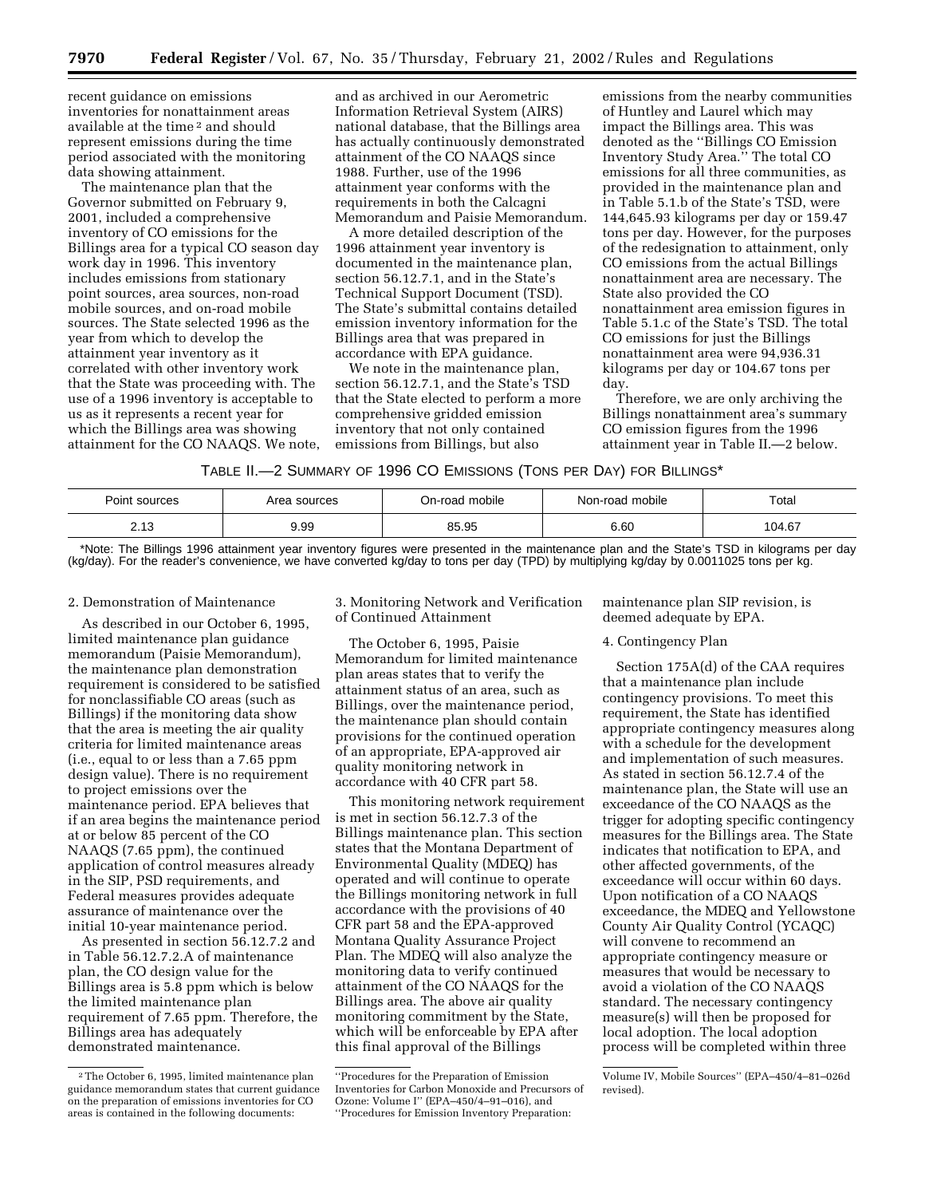recent guidance on emissions inventories for nonattainment areas available at the time [2] and should represent emissions during the time period associated with the monitoring data showing attainment.

The maintenance plan that the Governor submitted on February 9, 2001, included a comprehensive inventory of CO emissions for the Billings area for a typical CO season day work day in 1996. This inventory includes emissions from stationary point sources, area sources, non-road mobile sources, and on-road mobile sources. The State selected 1996 as the year from which to develop the attainment year inventory as it correlated with other inventory work that the State was proceeding with. The use of a 1996 inventory is acceptable to us as it represents a recent year for which the Billings area was showing attainment for the CO NAAQS. We note, and as archived in our Aerometric Information Retrieval System (AIRS) national database, that the Billings area has actually continuously demonstrated attainment of the CO NAAQS since 1988. Further, use of the 1996 attainment year conforms with the requirements in both the Calcagni Memorandum and Paisie Memorandum.

A more detailed description of the 1996 attainment year inventory is documented in the maintenance plan, section 56.12.7.1, and in the State's Technical Support Document (TSD). The State's submittal contains detailed emission inventory information for the Billings area that was prepared in accordance with EPA guidance.

We note in the maintenance plan, section 56.12.7.1, and the State's TSD that the State elected to perform a more comprehensive gridded emission inventory that not only contained emissions from Billings, but also emissions from the nearby communities of Huntley and Laurel which may impact the Billings area. This was denoted as the "Billings CO Emission Inventory Study Area." The total CO emissions for all three communities, as provided in the maintenance plan and in Table 5.1.b of the State's TSD, were 144,645.93 kilograms per day or 159.47 tons per day. However, for the purposes of the redesignation to attainment, only CO emissions from the actual Billings nonattainment area are necessary. The State also provided the CO nonattainment area emission figures in Table 5.1.c of the State's TSD. The total CO emissions for just the Billings nonattainment area were 94,936.31 kilograms per day or 104.67 tons per day.

Therefore, we are only archiving the Billings nonattainment area's summary CO emission figures from the 1996 attainment year in Table II.—2 below.

TABLE II.—2 SUMMARY OF 1996 CO EMISSIONS (TONS PER DAY) FOR BILLINGS*

| Point sources | Area sources | On-road mobile | Non-road mobile | Total |
|---|---|---|---|---|
| 2.13 | 9.99 | 85.95 | 6.60 | 104.67 |

*Note: The Billings 1996 attainment year inventory figures were presented in the maintenance plan and the State's TSD in kilograms per day (kg/day). For the reader's convenience, we have converted kg/day to tons per day (TPD) by multiplying kg/day by 0.0011025 tons per kg.

2. Demonstration of Maintenance

As described in our October 6, 1995, limited maintenance plan guidance memorandum (Paisie Memorandum), the maintenance plan demonstration requirement is considered to be satisfied for nonclassifiable CO areas (such as Billings) if the monitoring data show that the area is meeting the air quality criteria for limited maintenance areas (i.e., equal to or less than a 7.65 ppm design value). There is no requirement to project emissions over the maintenance period. EPA believes that if an area begins the maintenance period at or below 85 percent of the CO NAAQS (7.65 ppm), the continued application of control measures already in the SIP, PSD requirements, and Federal measures provides adequate assurance of maintenance over the initial 10-year maintenance period.

As presented in section 56.12.7.2 and in Table 56.12.7.2.A of maintenance plan, the CO design value for the Billings area is 5.8 ppm which is below the limited maintenance plan requirement of 7.65 ppm. Therefore, the Billings area has adequately demonstrated maintenance.

3. Monitoring Network and Verification of Continued Attainment

The October 6, 1995, Paisie Memorandum for limited maintenance plan areas states that to verify the attainment status of an area, such as Billings, over the maintenance period, the maintenance plan should contain provisions for the continued operation of an appropriate, EPA-approved air quality monitoring network in accordance with 40 CFR part 58.

This monitoring network requirement is met in section 56.12.7.3 of the Billings maintenance plan. This section states that the Montana Department of Environmental Quality (MDEQ) has operated and will continue to operate the Billings monitoring network in full accordance with the provisions of 40 CFR part 58 and the EPA-approved Montana Quality Assurance Project Plan. The MDEQ will also analyze the monitoring data to verify continued attainment of the CO NAAQS for the Billings area. The above air quality monitoring commitment by the State, which will be enforceable by EPA after this final approval of the Billings maintenance plan SIP revision, is deemed adequate by EPA.

4. Contingency Plan

Section 175A(d) of the CAA requires that a maintenance plan include contingency provisions. To meet this requirement, the State has identified appropriate contingency measures along with a schedule for the development and implementation of such measures. As stated in section 56.12.7.4 of the maintenance plan, the State will use an exceedance of the CO NAAQS as the trigger for adopting specific contingency measures for the Billings area. The State indicates that notification to EPA, and other affected governments, of the exceedance will occur within 60 days. Upon notification of a CO NAAQS exceedance, the MDEQ and Yellowstone County Air Quality Control (YCAQC) will convene to recommend an appropriate contingency measure or measures that would be necessary to avoid a violation of the CO NAAQS standard. The necessary contingency measure(s) will then be proposed for local adoption. The local adoption process will be completed within three

[2] The October 6, 1995, limited maintenance plan guidance memorandum states that current guidance on the preparation of emissions inventories for CO areas is contained in the following documents: "Procedures for the Preparation of Emission Inventories for Carbon Monoxide and Precursors of Ozone: Volume I" (EPA–450/4–91–016), and "Procedures for Emission Inventory Preparation: Volume IV, Mobile Sources" (EPA–450/4–81–026d revised).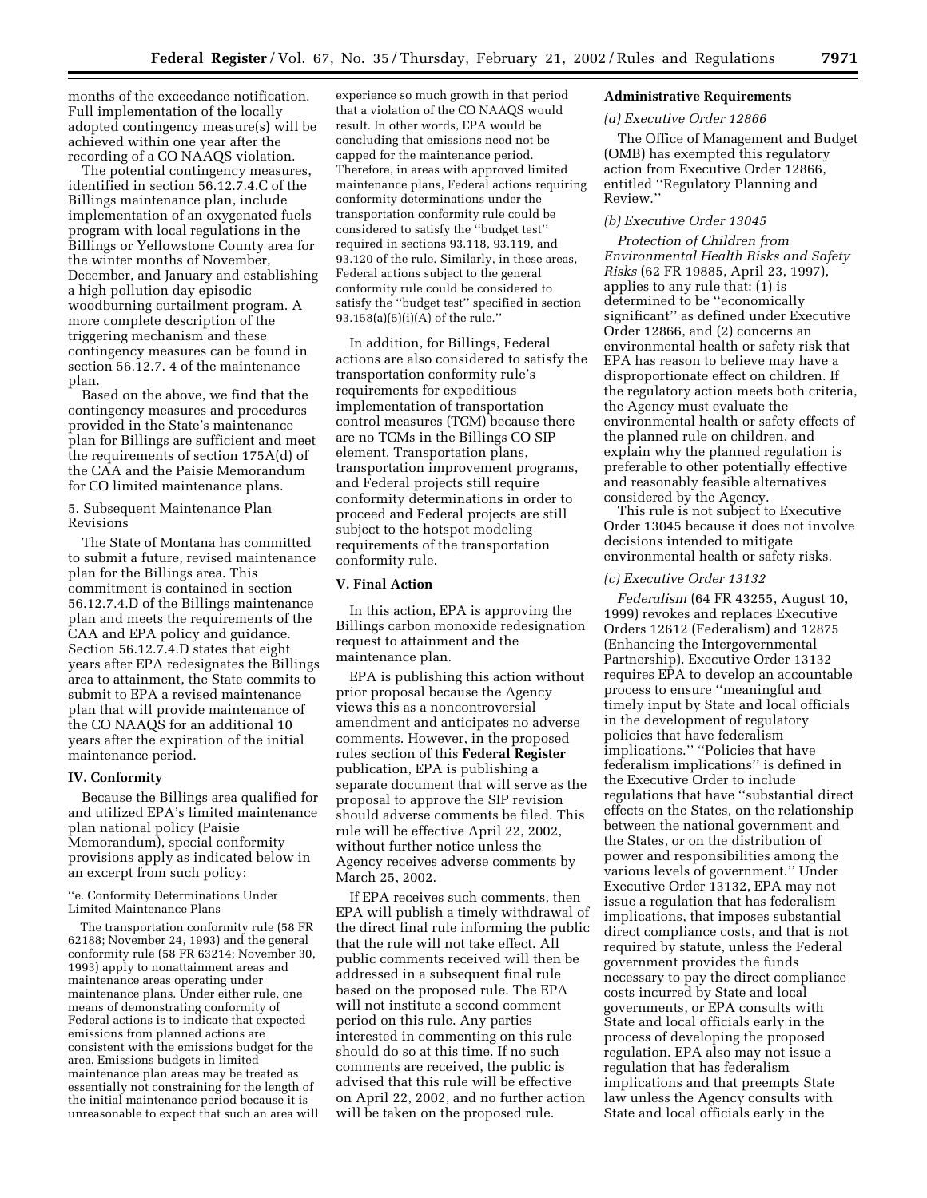months of the exceedance notification. Full implementation of the locally adopted contingency measure(s) will be achieved within one year after the recording of a CO NAAQS violation.

The potential contingency measures, identified in section 56.12.7.4.C of the Billings maintenance plan, include implementation of an oxygenated fuels program with local regulations in the Billings or Yellowstone County area for the winter months of November, December, and January and establishing a high pollution day episodic woodburning curtailment program. A more complete description of the triggering mechanism and these contingency measures can be found in section 56.12.7. 4 of the maintenance plan.

Based on the above, we find that the contingency measures and procedures provided in the State's maintenance plan for Billings are sufficient and meet the requirements of section 175A(d) of the CAA and the Paisie Memorandum for CO limited maintenance plans.

5. Subsequent Maintenance Plan Revisions

The State of Montana has committed to submit a future, revised maintenance plan for the Billings area. This commitment is contained in section 56.12.7.4.D of the Billings maintenance plan and meets the requirements of the CAA and EPA policy and guidance. Section 56.12.7.4.D states that eight years after EPA redesignates the Billings area to attainment, the State commits to submit to EPA a revised maintenance plan that will provide maintenance of the CO NAAQS for an additional 10 years after the expiration of the initial maintenance period.

### IV. Conformity

Because the Billings area qualified for and utilized EPA's limited maintenance plan national policy (Paisie Memorandum), special conformity provisions apply as indicated below in an excerpt from such policy:

> ''e. Conformity Determinations Under Limited Maintenance Plans
>
> The transportation conformity rule (58 FR 62188; November 24, 1993) and the general conformity rule (58 FR 63214; November 30, 1993) apply to nonattainment areas and maintenance areas operating under maintenance plans. Under either rule, one means of demonstrating conformity of Federal actions is to indicate that expected emissions from planned actions are consistent with the emissions budget for the area. Emissions budgets in limited maintenance plan areas may be treated as essentially not constraining for the length of the initial maintenance period because it is unreasonable to expect that such an area will experience so much growth in that period that a violation of the CO NAAQS would result. In other words, EPA would be concluding that emissions need not be capped for the maintenance period. Therefore, in areas with approved limited maintenance plans, Federal actions requiring conformity determinations under the transportation conformity rule could be considered to satisfy the ''budget test'' required in sections 93.118, 93.119, and 93.120 of the rule. Similarly, in these areas, Federal actions subject to the general conformity rule could be considered to satisfy the ''budget test'' specified in section 93.158(a)(5)(i)(A) of the rule.''

In addition, for Billings, Federal actions are also considered to satisfy the transportation conformity rule's requirements for expeditious implementation of transportation control measures (TCM) because there are no TCMs in the Billings CO SIP element. Transportation plans, transportation improvement programs, and Federal projects still require conformity determinations in order to proceed and Federal projects are still subject to the hotspot modeling requirements of the transportation conformity rule.

### V. Final Action

In this action, EPA is approving the Billings carbon monoxide redesignation request to attainment and the maintenance plan.

EPA is publishing this action without prior proposal because the Agency views this as a noncontroversial amendment and anticipates no adverse comments. However, in the proposed rules section of this **Federal Register** publication, EPA is publishing a separate document that will serve as the proposal to approve the SIP revision should adverse comments be filed. This rule will be effective April 22, 2002, without further notice unless the Agency receives adverse comments by March 25, 2002.

If EPA receives such comments, then EPA will publish a timely withdrawal of the direct final rule informing the public that the rule will not take effect. All public comments received will then be addressed in a subsequent final rule based on the proposed rule. The EPA will not institute a second comment period on this rule. Any parties interested in commenting on this rule should do so at this time. If no such comments are received, the public is advised that this rule will be effective on April 22, 2002, and no further action will be taken on the proposed rule.

### Administrative Requirements

#### *(a) Executive Order 12866*

The Office of Management and Budget (OMB) has exempted this regulatory action from Executive Order 12866, entitled ''Regulatory Planning and Review.''

#### *(b) Executive Order 13045*

*Protection of Children from Environmental Health Risks and Safety Risks* (62 FR 19885, April 23, 1997), applies to any rule that: (1) is determined to be ''economically significant'' as defined under Executive Order 12866, and (2) concerns an environmental health or safety risk that EPA has reason to believe may have a disproportionate effect on children. If the regulatory action meets both criteria, the Agency must evaluate the environmental health or safety effects of the planned rule on children, and explain why the planned regulation is preferable to other potentially effective and reasonably feasible alternatives considered by the Agency.

This rule is not subject to Executive Order 13045 because it does not involve decisions intended to mitigate environmental health or safety risks.

#### *(c) Executive Order 13132*

*Federalism* (64 FR 43255, August 10, 1999) revokes and replaces Executive Orders 12612 (Federalism) and 12875 (Enhancing the Intergovernmental Partnership). Executive Order 13132 requires EPA to develop an accountable process to ensure ''meaningful and timely input by State and local officials in the development of regulatory policies that have federalism implications.'' ''Policies that have federalism implications'' is defined in the Executive Order to include regulations that have ''substantial direct effects on the States, on the relationship between the national government and the States, or on the distribution of power and responsibilities among the various levels of government.'' Under Executive Order 13132, EPA may not issue a regulation that has federalism implications, that imposes substantial direct compliance costs, and that is not required by statute, unless the Federal government provides the funds necessary to pay the direct compliance costs incurred by State and local governments, or EPA consults with State and local officials early in the process of developing the proposed regulation. EPA also may not issue a regulation that has federalism implications and that preempts State law unless the Agency consults with State and local officials early in the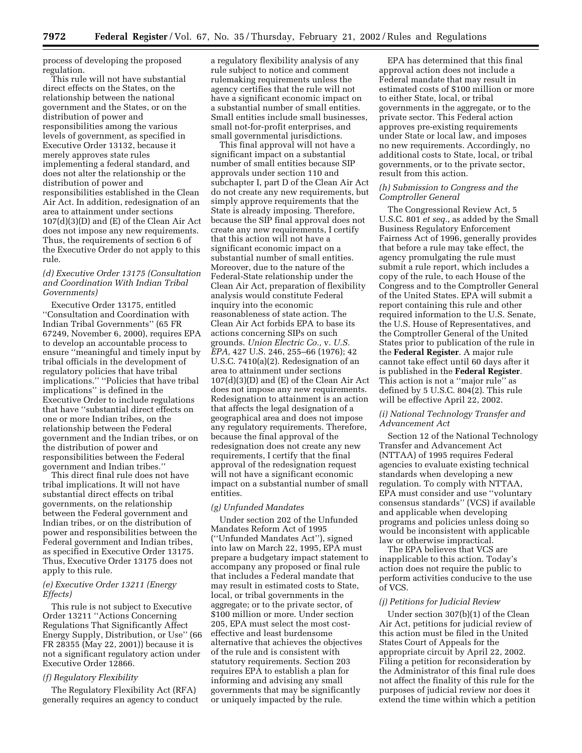process of developing the proposed regulation.

This rule will not have substantial direct effects on the States, on the relationship between the national government and the States, or on the distribution of power and responsibilities among the various levels of government, as specified in Executive Order 13132, because it merely approves state rules implementing a federal standard, and does not alter the relationship or the distribution of power and responsibilities established in the Clean Air Act. In addition, redesignation of an area to attainment under sections 107(d)(3)(D) and (E) of the Clean Air Act does not impose any new requirements. Thus, the requirements of section 6 of the Executive Order do not apply to this rule.

### *(d) Executive Order 13175 (Consultation and Coordination With Indian Tribal Governments)*

Executive Order 13175, entitled ''Consultation and Coordination with Indian Tribal Governments'' (65 FR 67249, November 6, 2000), requires EPA to develop an accountable process to ensure ''meaningful and timely input by tribal officials in the development of regulatory policies that have tribal implications.'' ''Policies that have tribal implications'' is defined in the Executive Order to include regulations that have ''substantial direct effects on one or more Indian tribes, on the relationship between the Federal government and the Indian tribes, or on the distribution of power and responsibilities between the Federal government and Indian tribes.''

This direct final rule does not have tribal implications. It will not have substantial direct effects on tribal governments, on the relationship between the Federal government and Indian tribes, or on the distribution of power and responsibilities between the Federal government and Indian tribes, as specified in Executive Order 13175. Thus, Executive Order 13175 does not apply to this rule.

### *(e) Executive Order 13211 (Energy Effects)*

This rule is not subject to Executive Order 13211 ''Actions Concerning Regulations That Significantly Affect Energy Supply, Distribution, or Use'' (66 FR 28355 (May 22, 2001)) because it is not a significant regulatory action under Executive Order 12866.

### *(f) Regulatory Flexibility*

The Regulatory Flexibility Act (RFA) generally requires an agency to conduct a regulatory flexibility analysis of any rule subject to notice and comment rulemaking requirements unless the agency certifies that the rule will not have a significant economic impact on a substantial number of small entities. Small entities include small businesses, small not-for-profit enterprises, and small governmental jurisdictions.

This final approval will not have a significant impact on a substantial number of small entities because SIP approvals under section 110 and subchapter I, part D of the Clean Air Act do not create any new requirements, but simply approve requirements that the State is already imposing. Therefore, because the SIP final approval does not create any new requirements, I certify that this action will not have a significant economic impact on a substantial number of small entities. Moreover, due to the nature of the Federal-State relationship under the Clean Air Act, preparation of flexibility analysis would constitute Federal inquiry into the economic reasonableness of state action. The Clean Air Act forbids EPA to base its actions concerning SIPs on such grounds. *Union Electric Co.,* v. *U.S. EPA,* 427 U.S. 246, 255–66 (1976); 42 U.S.C. 7410(a)(2). Redesignation of an area to attainment under sections 107(d)(3)(D) and (E) of the Clean Air Act does not impose any new requirements. Redesignation to attainment is an action that affects the legal designation of a geographical area and does not impose any regulatory requirements. Therefore, because the final approval of the redesignation does not create any new requirements, I certify that the final approval of the redesignation request will not have a significant economic impact on a substantial number of small entities.

### *(g) Unfunded Mandates*

Under section 202 of the Unfunded Mandates Reform Act of 1995 (''Unfunded Mandates Act''), signed into law on March 22, 1995, EPA must prepare a budgetary impact statement to accompany any proposed or final rule that includes a Federal mandate that may result in estimated costs to State, local, or tribal governments in the aggregate; or to the private sector, of $100 million or more. Under section 205, EPA must select the most cost-effective and least burdensome alternative that achieves the objectives of the rule and is consistent with statutory requirements. Section 203 requires EPA to establish a plan for informing and advising any small governments that may be significantly or uniquely impacted by the rule.

EPA has determined that this final approval action does not include a Federal mandate that may result in estimated costs of $100 million or more to either State, local, or tribal governments in the aggregate, or to the private sector. This Federal action approves pre-existing requirements under State or local law, and imposes no new requirements. Accordingly, no additional costs to State, local, or tribal governments, or to the private sector, result from this action.

### *(h) Submission to Congress and the Comptroller General*

The Congressional Review Act, 5 U.S.C. 801 *et seq.*, as added by the Small Business Regulatory Enforcement Fairness Act of 1996, generally provides that before a rule may take effect, the agency promulgating the rule must submit a rule report, which includes a copy of the rule, to each House of the Congress and to the Comptroller General of the United States. EPA will submit a report containing this rule and other required information to the U.S. Senate, the U.S. House of Representatives, and the Comptroller General of the United States prior to publication of the rule in the **Federal Register**. A major rule cannot take effect until 60 days after it is published in the **Federal Register**. This action is not a ''major rule'' as defined by 5 U.S.C. 804(2). This rule will be effective April 22, 2002.

### *(i) National Technology Transfer and Advancement Act*

Section 12 of the National Technology Transfer and Advancement Act (NTTAA) of 1995 requires Federal agencies to evaluate existing technical standards when developing a new regulation. To comply with NTTAA, EPA must consider and use ''voluntary consensus standards'' (VCS) if available and applicable when developing programs and policies unless doing so would be inconsistent with applicable law or otherwise impractical.

The EPA believes that VCS are inapplicable to this action. Today's action does not require the public to perform activities conducive to the use of VCS.

### *(j) Petitions for Judicial Review*

Under section 307(b)(1) of the Clean Air Act, petitions for judicial review of this action must be filed in the United States Court of Appeals for the appropriate circuit by April 22, 2002. Filing a petition for reconsideration by the Administrator of this final rule does not affect the finality of this rule for the purposes of judicial review nor does it extend the time within which a petition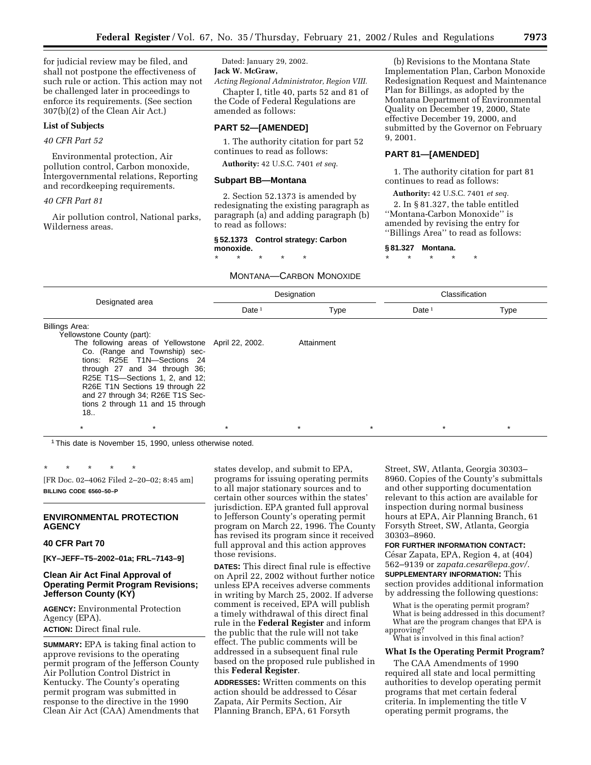for judicial review may be filed, and shall not postpone the effectiveness of such rule or action. This action may not be challenged later in proceedings to enforce its requirements. (See section 307(b)(2) of the Clean Air Act.)

**List of Subjects**

*40 CFR Part 52*

Environmental protection, Air pollution control, Carbon monoxide, Intergovernmental relations, Reporting and recordkeeping requirements.

*40 CFR Part 81*

Air pollution control, National parks, Wilderness areas.

Dated: January 29, 2002.

**Jack W. McGraw,**

*Acting Regional Administrator, Region VIII.*

Chapter I, title 40, parts 52 and 81 of the Code of Federal Regulations are amended as follows:

## PART 52—[AMENDED]

1. The authority citation for part 52 continues to read as follows:

**Authority:** 42 U.S.C. 7401 *et seq.*

### Subpart BB—Montana

2. Section 52.1373 is amended by redesignating the existing paragraph as paragraph (a) and adding paragraph (b) to read as follows:

**§ 52.1373 Control strategy: Carbon monoxide.**

\* \* \* \* \*

(b) Revisions to the Montana State Implementation Plan, Carbon Monoxide Redesignation Request and Maintenance Plan for Billings, as adopted by the Montana Department of Environmental Quality on December 19, 2000, State effective December 19, 2000, and submitted by the Governor on February 9, 2001.

## PART 81—[AMENDED]

1. The authority citation for part 81 continues to read as follows:

**Authority:** 42 U.S.C. 7401 *et seq.*

2. In § 81.327, the table entitled ''Montana-Carbon Monoxide'' is amended by revising the entry for ''Billings Area'' to read as follows:

**§ 81.327 Montana.**

\* \* \* \* \*

MONTANA—CARBON MONOXIDE

| Designated area | Designation | | Classification | |
|---|---|---|---|---|
| | Date [1] | Type | Date [1] | Type |
| Billings Area: | | | | |
| Yellowstone County (part): | | | | |
| The following areas of Yellowstone Co. (Range and Township) sections: R25E T1N—Sections 24 through 27 and 34 through 36; R25E T1S—Sections 1, 2, and 12; R26E T1N Sections 19 through 22 and 27 through 34; R26E T1S Sections 2 through 11 and 15 through 18.. | April 22, 2002. | Attainment | | |
| \* \* | \* | \* \* | \* | \* |

[1] This date is November 15, 1990, unless otherwise noted.

\* \* \* \* \*

[FR Doc. 02–4062 Filed 2–20–02; 8:45 am]

**BILLING CODE 6560–50–P**

---

## ENVIRONMENTAL PROTECTION AGENCY

### 40 CFR Part 70

**[KY–JEFF–T5–2002–01a; FRL–7143–9]**

### Clean Air Act Final Approval of Operating Permit Program Revisions; Jefferson County (KY)

**AGENCY:** Environmental Protection Agency (EPA).

**ACTION:** Direct final rule.

**SUMMARY:** EPA is taking final action to approve revisions to the operating permit program of the Jefferson County Air Pollution Control District in Kentucky. The County's operating permit program was submitted in response to the directive in the 1990 Clean Air Act (CAA) Amendments that states develop, and submit to EPA, programs for issuing operating permits to all major stationary sources and to certain other sources within the states' jurisdiction. EPA granted full approval to Jefferson County's operating permit program on March 22, 1996. The County has revised its program since it received full approval and this action approves those revisions.

**DATES:** This direct final rule is effective on April 22, 2002 without further notice unless EPA receives adverse comments in writing by March 25, 2002. If adverse comment is received, EPA will publish a timely withdrawal of this direct final rule in the **Federal Register** and inform the public that the rule will not take effect. The public comments will be addressed in a subsequent final rule based on the proposed rule published in this **Federal Register**.

**ADDRESSES:** Written comments on this action should be addressed to César Zapata, Air Permits Section, Air Planning Branch, EPA, 61 Forsyth Street, SW, Atlanta, Georgia 30303–8960. Copies of the County's submittals and other supporting documentation relevant to this action are available for inspection during normal business hours at EPA, Air Planning Branch, 61 Forsyth Street, SW, Atlanta, Georgia 30303–8960.

**FOR FURTHER INFORMATION CONTACT:** César Zapata, EPA, Region 4, at (404) 562–9139 or *zapata.cesar@epa.gov/.*

**SUPPLEMENTARY INFORMATION:** This section provides additional information by addressing the following questions:

What is the operating permit program?
What is being addressed in this document?
What are the program changes that EPA is approving?
What is involved in this final action?

**What Is the Operating Permit Program?**

The CAA Amendments of 1990 required all state and local permitting authorities to develop operating permit programs that met certain federal criteria. In implementing the title V operating permit programs, the